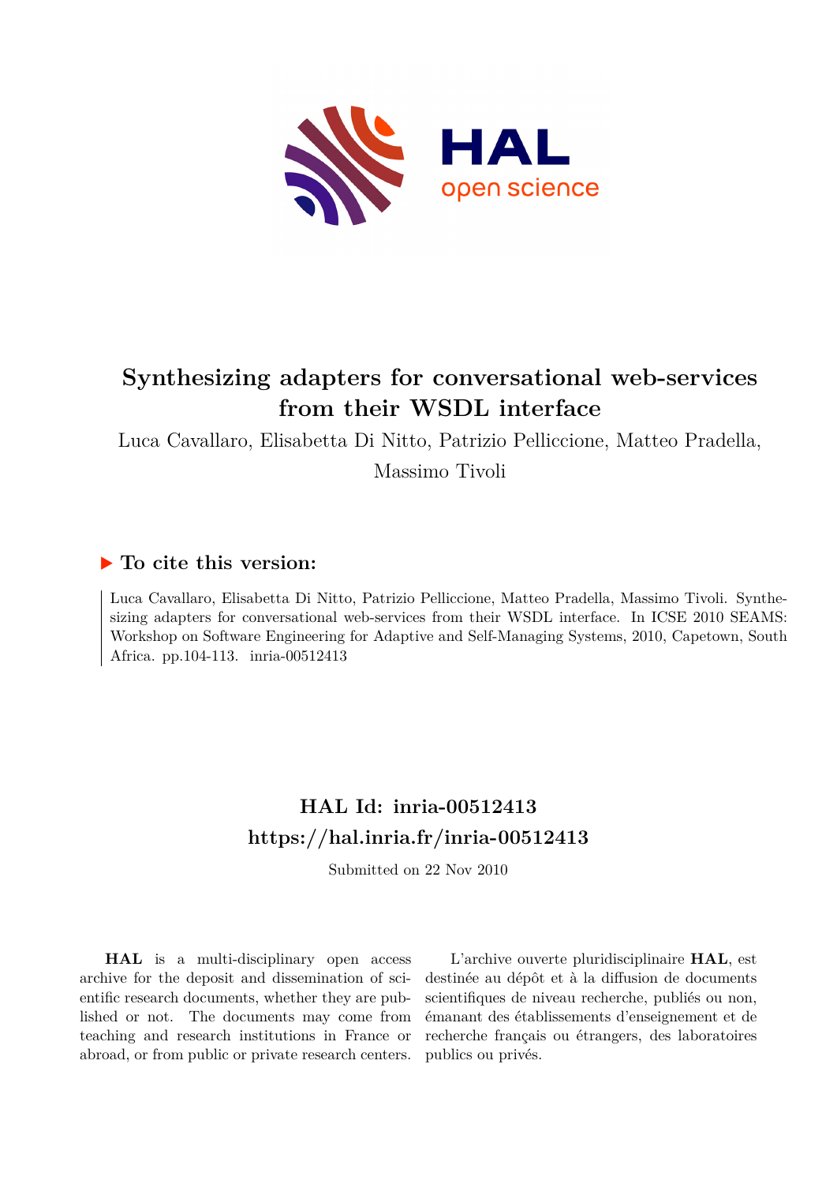# Synthesizing adapters for conversational web-services from their WSDL interface

Luca Cavallaro, Elisabetta Di Nitto, Patrizio Pelliccione, Matteo Pradella, Massimo Tivoli

## ▶ To cite this version:

Luca Cavallaro, Elisabetta Di Nitto, Patrizio Pelliccione, Matteo Pradella, Massimo Tivoli. Synthesizing adapters for conversational web-services from their WSDL interface. In ICSE 2010 SEAMS: Workshop on Software Engineering for Adaptive and Self-Managing Systems, 2010, Capetown, South Africa. pp.104-113. inria-00512413

## HAL Id: inria-00512413
## https://hal.inria.fr/inria-00512413

Submitted on 22 Nov 2010

**HAL** is a multi-disciplinary open access archive for the deposit and dissemination of scientific research documents, whether they are published or not. The documents may come from teaching and research institutions in France or abroad, or from public or private research centers.

L'archive ouverte pluridisciplinaire **HAL**, est destinée au dépôt et à la diffusion de documents scientifiques de niveau recherche, publiés ou non, émanant des établissements d'enseignement et de recherche français ou étrangers, des laboratoires publics ou privés.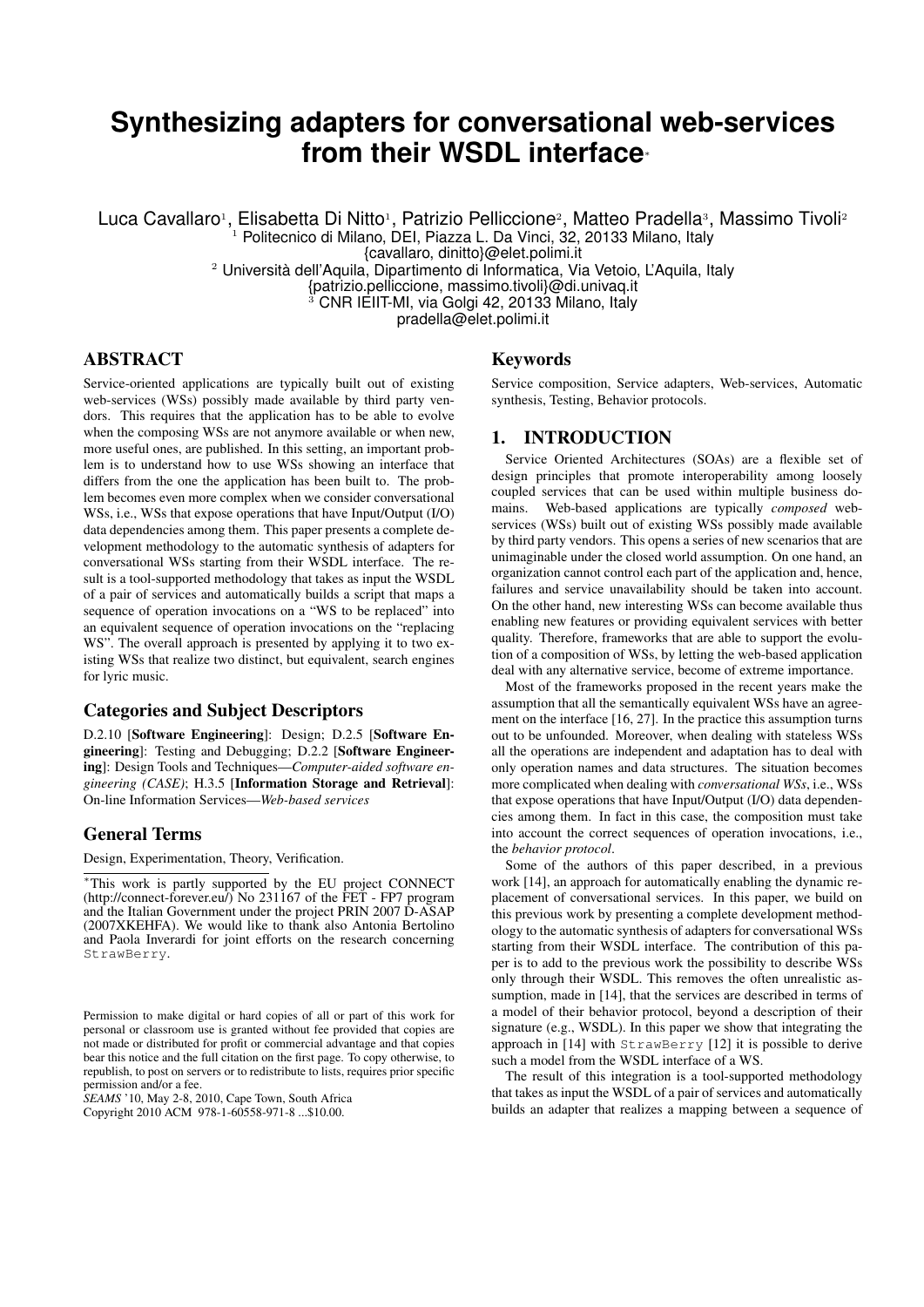# Synthesizing adapters for conversational web-services from their WSDL interface*

Luca Cavallaro[1], Elisabetta Di Nitto[1], Patrizio Pelliccione[2], Matteo Pradella[3], Massimo Tivoli[2]

[1] Politecnico di Milano, DEI, Piazza L. Da Vinci, 32, 20133 Milano, Italy
{cavallaro, dinitto}@elet.polimi.it

[2] Università dell'Aquila, Dipartimento di Informatica, Via Vetoio, L'Aquila, Italy
{patrizio.pelliccione, massimo.tivoli}@di.univaq.it

[3] CNR IEIIT-MI, via Golgi 42, 20133 Milano, Italy
pradella@elet.polimi.it

## ABSTRACT

Service-oriented applications are typically built out of existing web-services (WSs) possibly made available by third party vendors. This requires that the application has to be able to evolve when the composing WSs are not anymore available or when new, more useful ones, are published. In this setting, an important problem is to understand how to use WSs showing an interface that differs from the one the application has been built to. The problem becomes even more complex when we consider conversational WSs, i.e., WSs that expose operations that have Input/Output (I/O) data dependencies among them. This paper presents a complete development methodology to the automatic synthesis of adapters for conversational WSs starting from their WSDL interface. The result is a tool-supported methodology that takes as input the WSDL of a pair of services and automatically builds a script that maps a sequence of operation invocations on a "WS to be replaced" into an equivalent sequence of operation invocations on the "replacing WS". The overall approach is presented by applying it to two existing WSs that realize two distinct, but equivalent, search engines for lyric music.

## Categories and Subject Descriptors

D.2.10 [**Software Engineering**]: Design; D.2.5 [**Software Engineering**]: Testing and Debugging; D.2.2 [**Software Engineering**]: Design Tools and Techniques—*Computer-aided software engineering (CASE)*; H.3.5 [**Information Storage and Retrieval**]: On-line Information Services—*Web-based services*

## General Terms

Design, Experimentation, Theory, Verification.

*This work is partly supported by the EU project CONNECT (http://connect-forever.eu/) No 231167 of the FET - FP7 program and the Italian Government under the project PRIN 2007 D-ASAP (2007XKEHFA). We would like to thank also Antonia Bertolino and Paola Inverardi for joint efforts on the research concerning StrawBerry.

Permission to make digital or hard copies of all or part of this work for personal or classroom use is granted without fee provided that copies are not made or distributed for profit or commercial advantage and that copies bear this notice and the full citation on the first page. To copy otherwise, to republish, to post on servers or to redistribute to lists, requires prior specific permission and/or a fee.
*SEAMS* '10, May 2-8, 2010, Cape Town, South Africa
Copyright 2010 ACM 978-1-60558-971-8 ...$10.00.

## Keywords

Service composition, Service adapters, Web-services, Automatic synthesis, Testing, Behavior protocols.

## 1. INTRODUCTION

Service Oriented Architectures (SOAs) are a flexible set of design principles that promote interoperability among loosely coupled services that can be used within multiple business domains. Web-based applications are typically *composed* web-services (WSs) built out of existing WSs possibly made available by third party vendors. This opens a series of new scenarios that are unimaginable under the closed world assumption. On one hand, an organization cannot control each part of the application and, hence, failures and service unavailability should be taken into account. On the other hand, new interesting WSs can become available thus enabling new features or providing equivalent services with better quality. Therefore, frameworks that are able to support the evolution of a composition of WSs, by letting the web-based application deal with any alternative service, become of extreme importance.

Most of the frameworks proposed in the recent years make the assumption that all the semantically equivalent WSs have an agreement on the interface [16, 27]. In the practice this assumption turns out to be unfounded. Moreover, when dealing with stateless WSs all the operations are independent and adaptation has to deal with only operation names and data structures. The situation becomes more complicated when dealing with *conversational WSs*, i.e., WSs that expose operations that have Input/Output (I/O) data dependencies among them. In fact in this case, the composition must take into account the correct sequences of operation invocations, i.e., the *behavior protocol*.

Some of the authors of this paper described, in a previous work [14], an approach for automatically enabling the dynamic replacement of conversational services. In this paper, we build on this previous work by presenting a complete development methodology to the automatic synthesis of adapters for conversational WSs starting from their WSDL interface. The contribution of this paper is to add to the previous work the possibility to describe WSs only through their WSDL. This removes the often unrealistic assumption, made in [14], that the services are described in terms of a model of their behavior protocol, beyond a description of their signature (e.g., WSDL). In this paper we show that integrating the approach in [14] with StrawBerry [12] it is possible to derive such a model from the WSDL interface of a WS.

The result of this integration is a tool-supported methodology that takes as input the WSDL of a pair of services and automatically builds an adapter that realizes a mapping between a sequence of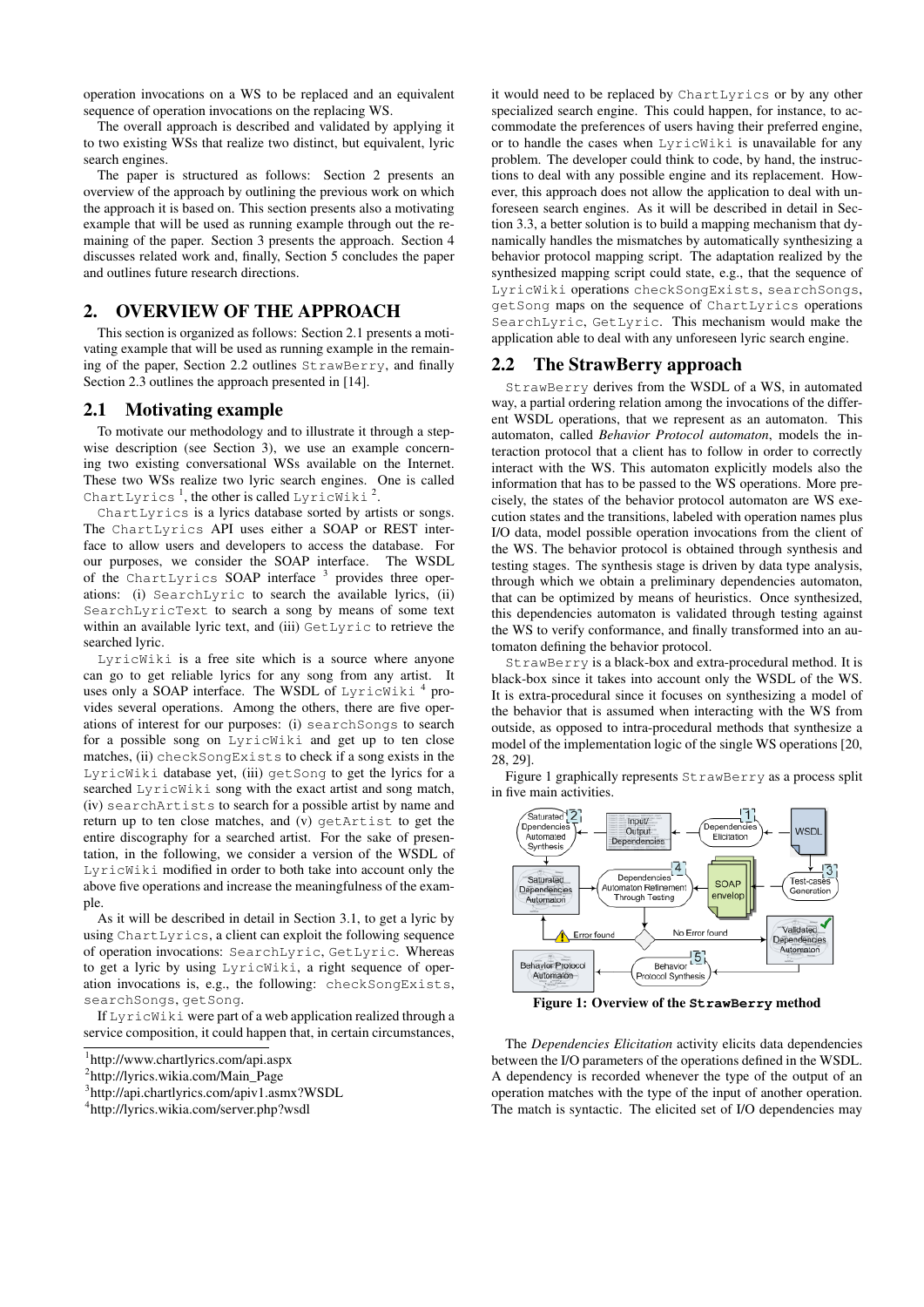operation invocations on a WS to be replaced and an equivalent sequence of operation invocations on the replacing WS.

The overall approach is described and validated by applying it to two existing WSs that realize two distinct, but equivalent, lyric search engines.

The paper is structured as follows: Section 2 presents an overview of the approach by outlining the previous work on which the approach it is based on. This section presents also a motivating example that will be used as running example through out the remaining of the paper. Section 3 presents the approach. Section 4 discusses related work and, finally, Section 5 concludes the paper and outlines future research directions.

## 2. OVERVIEW OF THE APPROACH

This section is organized as follows: Section 2.1 presents a motivating example that will be used as running example in the remaining of the paper, Section 2.2 outlines StrawBerry, and finally Section 2.3 outlines the approach presented in [14].

### 2.1 Motivating example

To motivate our methodology and to illustrate it through a stepwise description (see Section 3), we use an example concerning two existing conversational WSs available on the Internet. These two WSs realize two lyric search engines. One is called ChartLyrics [1], the other is called LyricWiki [2].

ChartLyrics is a lyrics database sorted by artists or songs. The ChartLyrics API uses either a SOAP or REST interface to allow users and developers to access the database. For our purposes, we consider the SOAP interface. The WSDL of the ChartLyrics SOAP interface [3] provides three operations: (i) SearchLyric to search the available lyrics, (ii) SearchLyricText to search a song by means of some text within an available lyric text, and (iii) GetLyric to retrieve the searched lyric.

LyricWiki is a free site which is a source where anyone can go to get reliable lyrics for any song from any artist. It uses only a SOAP interface. The WSDL of LyricWiki [4] provides several operations. Among the others, there are five operations of interest for our purposes: (i) searchSongs to search for a possible song on LyricWiki and get up to ten close matches, (ii) checkSongExists to check if a song exists in the LyricWiki database yet, (iii) getSong to get the lyrics for a searched LyricWiki song with the exact artist and song match, (iv) searchArtists to search for a possible artist by name and return up to ten close matches, and (v) getArtist to get the entire discography for a searched artist. For the sake of presentation, in the following, we consider a version of the WSDL of LyricWiki modified in order to both take into account only the above five operations and increase the meaningfulness of the example.

As it will be described in detail in Section 3.1, to get a lyric by using ChartLyrics, a client can exploit the following sequence of operation invocations: SearchLyric, GetLyric. Whereas to get a lyric by using LyricWiki, a right sequence of operation invocations is, e.g., the following: checkSongExists, searchSongs, getSong.

If LyricWiki were part of a web application realized through a service composition, it could happen that, in certain circumstances, it would need to be replaced by ChartLyrics or by any other specialized search engine. This could happen, for instance, to accommodate the preferences of users having their preferred engine, or to handle the cases when LyricWiki is unavailable for any problem. The developer could think to code, by hand, the instructions to deal with any possible engine and its replacement. However, this approach does not allow the application to deal with unforeseen search engines. As it will be described in detail in Section 3.3, a better solution is to build a mapping mechanism that dynamically handles the mismatches by automatically synthesizing a behavior protocol mapping script. The adaptation realized by the synthesized mapping script could state, e.g., that the sequence of LyricWiki operations checkSongExists, searchSongs, getSong maps on the sequence of ChartLyrics operations SearchLyric, GetLyric. This mechanism would make the application able to deal with any unforeseen lyric search engine.

[1] http://www.chartlyrics.com/api.aspx

[2] http://lyrics.wikia.com/Main_Page

[3] http://api.chartlyrics.com/apiv1.asmx?WSDL

[4] http://lyrics.wikia.com/server.php?wsdl

### 2.2 The StrawBerry approach

StrawBerry derives from the WSDL of a WS, in automated way, a partial ordering relation among the invocations of the different WSDL operations, that we represent as an automaton. This automaton, called *Behavior Protocol automaton*, models the interaction protocol that a client has to follow in order to correctly interact with the WS. This automaton explicitly models also the information that has to be passed to the WS operations. More precisely, the states of the behavior protocol automaton are WS execution states and the transitions, labeled with operation names plus I/O data, model possible operation invocations from the client of the WS. The behavior protocol is obtained through synthesis and testing stages. The synthesis stage is driven by data type analysis, through which we obtain a preliminary dependencies automaton, that can be optimized by means of heuristics. Once synthesized, this dependencies automaton is validated through testing against the WS to verify conformance, and finally transformed into an automaton defining the behavior protocol.

StrawBerry is a black-box and extra-procedural method. It is black-box since it takes into account only the WSDL of the WS. It is extra-procedural since it focuses on synthesizing a model of the behavior that is assumed when interacting with the WS from outside, as opposed to intra-procedural methods that synthesize a model of the implementation logic of the single WS operations [20, 28, 29].

Figure 1 graphically represents StrawBerry as a process split in five main activities.

**Figure 1: Overview of the StrawBerry method**

The *Dependencies Elicitation* activity elicits data dependencies between the I/O parameters of the operations defined in the WSDL. A dependency is recorded whenever the type of the output of an operation matches with the type of the input of another operation. The match is syntactic. The elicited set of I/O dependencies may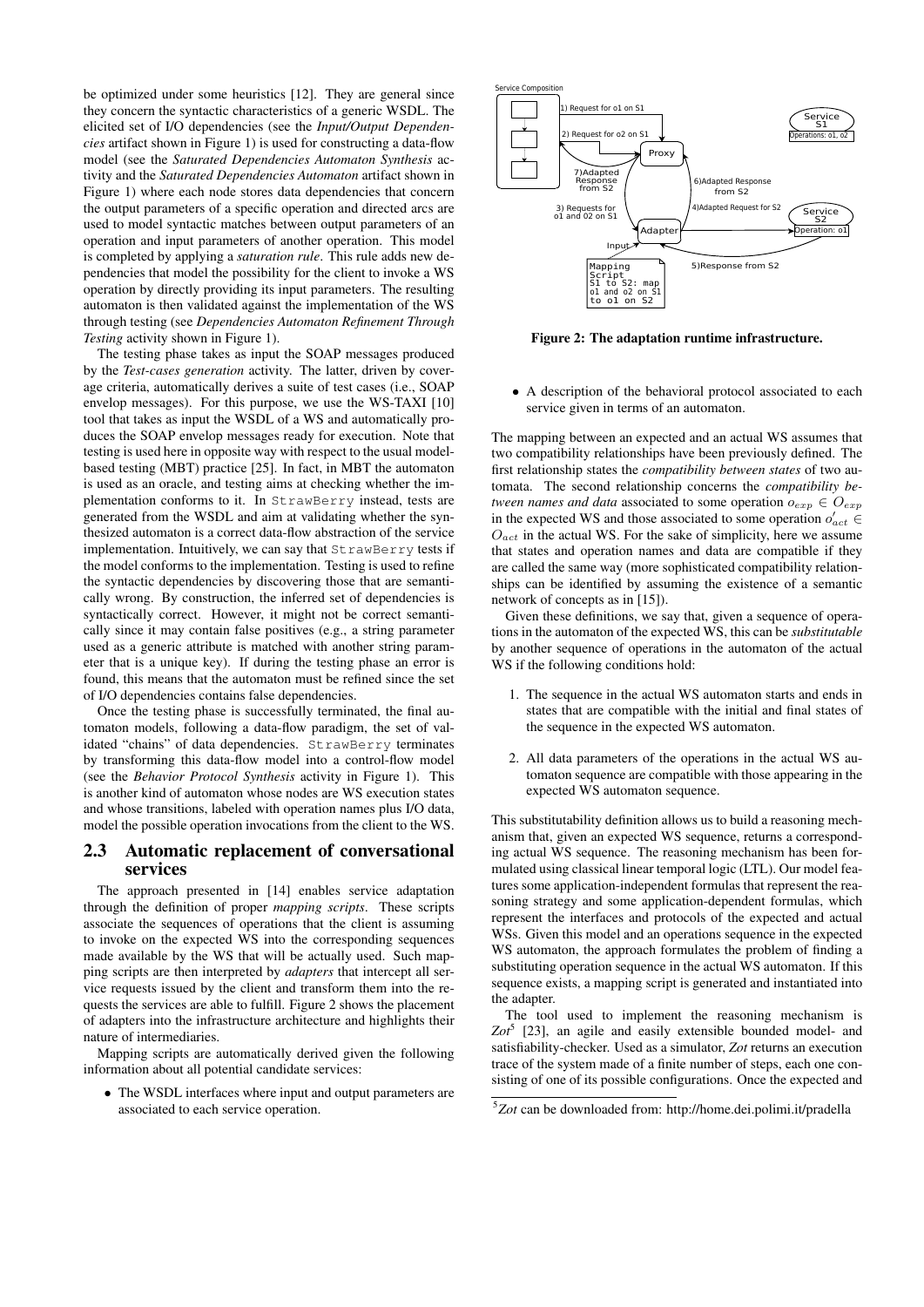be optimized under some heuristics [12]. They are general since they concern the syntactic characteristics of a generic WSDL. The elicited set of I/O dependencies (see the *Input/Output Dependencies* artifact shown in Figure 1) is used for constructing a data-flow model (see the *Saturated Dependencies Automaton Synthesis* activity and the *Saturated Dependencies Automaton* artifact shown in Figure 1) where each node stores data dependencies that concern the output parameters of a specific operation and directed arcs are used to model syntactic matches between output parameters of an operation and input parameters of another operation. This model is completed by applying a *saturation rule*. This rule adds new dependencies that model the possibility for the client to invoke a WS operation by directly providing its input parameters. The resulting automaton is then validated against the implementation of the WS through testing (see *Dependencies Automaton Refinement Through Testing* activity shown in Figure 1).

The testing phase takes as input the SOAP messages produced by the *Test-cases generation* activity. The latter, driven by coverage criteria, automatically derives a suite of test cases (i.e., SOAP envelop messages). For this purpose, we use the WS-TAXI [10] tool that takes as input the WSDL of a WS and automatically produces the SOAP envelop messages ready for execution. Note that testing is used here in opposite way with respect to the usual model-based testing (MBT) practice [25]. In fact, in MBT the automaton is used as an oracle, and testing aims at checking whether the implementation conforms to it. In StrawBerry instead, tests are generated from the WSDL and aim at validating whether the synthesized automaton is a correct data-flow abstraction of the service implementation. Intuitively, we can say that StrawBerry tests if the model conforms to the implementation. Testing is used to refine the syntactic dependencies by discovering those that are semantically wrong. By construction, the inferred set of dependencies is syntactically correct. However, it might not be correct semantically since it may contain false positives (e.g., a string parameter used as a generic attribute is matched with another string parameter that is a unique key). If during the testing phase an error is found, this means that the automaton must be refined since the set of I/O dependencies contains false dependencies.

Once the testing phase is successfully terminated, the final automaton models, following a data-flow paradigm, the set of validated "chains" of data dependencies. StrawBerry terminates by transforming this data-flow model into a control-flow model (see the *Behavior Protocol Synthesis* activity in Figure 1). This is another kind of automaton whose nodes are WS execution states and whose transitions, labeled with operation names plus I/O data, model the possible operation invocations from the client to the WS.

## 2.3 Automatic replacement of conversational services

The approach presented in [14] enables service adaptation through the definition of proper *mapping scripts*. These scripts associate the sequences of operations that the client is assuming to invoke on the expected WS into the corresponding sequences made available by the WS that will be actually used. Such mapping scripts are then interpreted by *adapters* that intercept all service requests issued by the client and transform them into the requests the services are able to fulfill. Figure 2 shows the placement of adapters into the infrastructure architecture and highlights their nature of intermediaries.

Mapping scripts are automatically derived given the following information about all potential candidate services:

- The WSDL interfaces where input and output parameters are associated to each service operation.
- A description of the behavioral protocol associated to each service given in terms of an automaton.

**Figure 2: The adaptation runtime infrastructure.**

The mapping between an expected and an actual WS assumes that two compatibility relationships have been previously defined. The first relationship states the *compatibility between states* of two automata. The second relationship concerns the *compatibility between names and data* associated to some operation $o_{exp} \in O_{exp}$ in the expected WS and those associated to some operation $o'_{act} \in O_{act}$ in the actual WS. For the sake of simplicity, here we assume that states and operation names and data are compatible if they are called the same way (more sophisticated compatibility relationships can be identified by assuming the existence of a semantic network of concepts as in [15]).

Given these definitions, we say that, given a sequence of operations in the automaton of the expected WS, this can be *substitutable* by another sequence of operations in the automaton of the actual WS if the following conditions hold:

1. The sequence in the actual WS automaton starts and ends in states that are compatible with the initial and final states of the sequence in the expected WS automaton.
2. All data parameters of the operations in the actual WS automaton sequence are compatible with those appearing in the expected WS automaton sequence.

This substitutability definition allows us to build a reasoning mechanism that, given an expected WS sequence, returns a corresponding actual WS sequence. The reasoning mechanism has been formulated using classical linear temporal logic (LTL). Our model features some application-independent formulas that represent the reasoning strategy and some application-dependent formulas, which represent the interfaces and protocols of the expected and actual WSs. Given this model and an operations sequence in the expected WS automaton, the approach formulates the problem of finding a substituting operation sequence in the actual WS automaton. If this sequence exists, a mapping script is generated and instantiated into the adapter.

The tool used to implement the reasoning mechanism is *Zot*[5] [23], an agile and easily extensible bounded model- and satisfiability-checker. Used as a simulator, *Zot* returns an execution trace of the system made of a finite number of steps, each one consisting of one of its possible configurations. Once the expected and

[5]*Zot* can be downloaded from: http://home.dei.polimi.it/pradella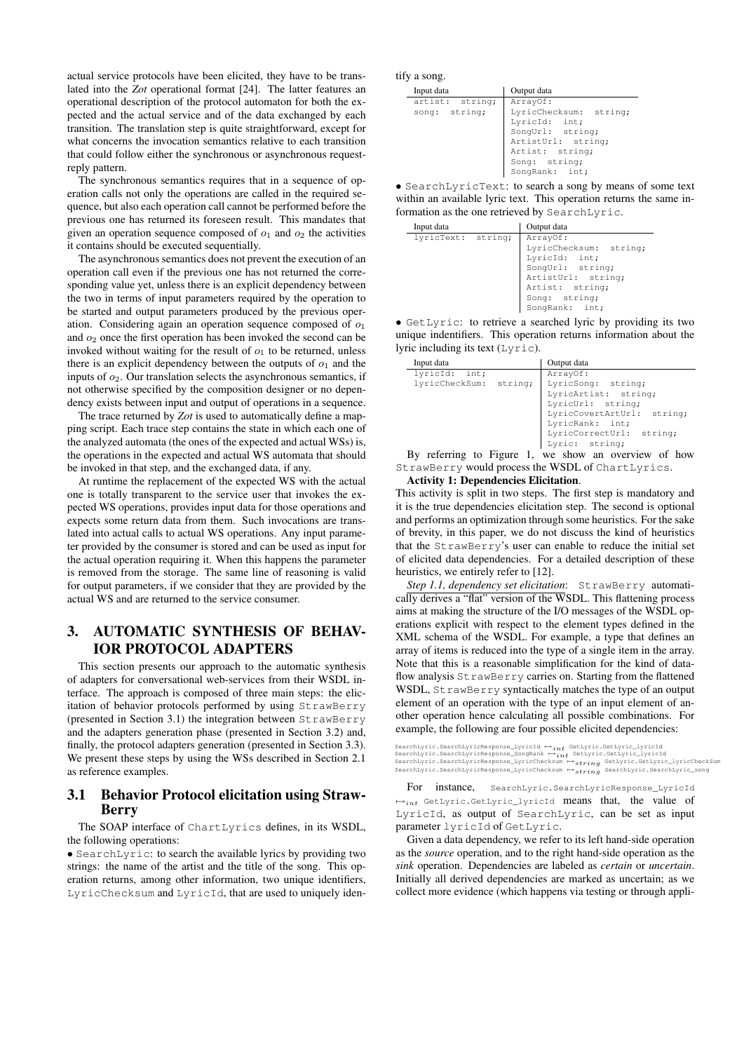actual service protocols have been elicited, they have to be translated into the *Zot* operational format [24]. The latter features an operational description of the protocol automaton for both the expected and the actual service and of the data exchanged by each transition. The translation step is quite straightforward, except for what concerns the invocation semantics relative to each transition that could follow either the synchronous or asynchronous request-reply pattern.

The synchronous semantics requires that in a sequence of operation calls not only the operations are called in the required sequence, but also each operation call cannot be performed before the previous one has returned its foreseen result. This mandates that given an operation sequence composed of $o_1$ and $o_2$ the activities it contains should be executed sequentially.

The asynchronous semantics does not prevent the execution of an operation call even if the previous one has not returned the corresponding value yet, unless there is an explicit dependency between the two in terms of input parameters required by the operation to be started and output parameters produced by the previous operation. Considering again an operation sequence composed of $o_1$ and $o_2$ once the first operation has been invoked the second can be invoked without waiting for the result of $o_1$ to be returned, unless there is an explicit dependency between the outputs of $o_1$ and the inputs of $o_2$. Our translation selects the asynchronous semantics, if not otherwise specified by the composition designer or no dependency exists between input and output of operations in a sequence.

The trace returned by *Zot* is used to automatically define a mapping script. Each trace step contains the state in which each one of the analyzed automata (the ones of the expected and actual WSs) is, the operations in the expected and actual WS automata that should be invoked in that step, and the exchanged data, if any.

At runtime the replacement of the expected WS with the actual one is totally transparent to the service user that invokes the expected WS operations, provides input data for those operations and expects some return data from them. Such invocations are translated into actual calls to actual WS operations. Any input parameter provided by the consumer is stored and can be used as input for the actual operation requiring it. When this happens the parameter is removed from the storage. The same line of reasoning is valid for output parameters, if we consider that they are provided by the actual WS and are returned to the service consumer.

## 3. AUTOMATIC SYNTHESIS OF BEHAVIOR PROTOCOL ADAPTERS

This section presents our approach to the automatic synthesis of adapters for conversational web-services from their WSDL interface. The approach is composed of three main steps: the elicitation of behavior protocols performed by using StrawBerry (presented in Section 3.1) the integration between StrawBerry and the adapters generation phase (presented in Section 3.2) and, finally, the protocol adapters generation (presented in Section 3.3). We present these steps by using the WSs described in Section 2.1 as reference examples.

### 3.1 Behavior Protocol elicitation using StrawBerry

The SOAP interface of ChartLyrics defines, in its WSDL, the following operations:

- SearchLyric: to search the available lyrics by providing two strings: the name of the artist and the title of the song. This operation returns, among other information, two unique identifiers, LyricChecksum and LyricId, that are used to uniquely identify a song.

| Input data | Output data |
|---|---|
| artist: string; <br> song: string; | ArrayOf: <br> LyricChecksum: string; <br> LyricId: int; <br> SongUrl: string; <br> ArtistUrl: string; <br> Artist: string; <br> Song: string; <br> SongRank: int; |

- SearchLyricText: to search a song by means of some text within an available lyric text. This operation returns the same information as the one retrieved by SearchLyric.

| Input data | Output data |
|---|---|
| lyricText: string; | ArrayOf: <br> LyricChecksum: string; <br> LyricId: int; <br> SongUrl: string; <br> ArtistUrl: string; <br> Artist: string; <br> Song: string; <br> SongRank: int; |

- GetLyric: to retrieve a searched lyric by providing its two unique indentifiers. This operation returns information about the lyric including its text (Lyric).

| Input data | Output data |
|---|---|
| lyricId: int; <br> lyricCheckSum: string; | ArrayOf: <br> LyricSong: string; <br> LyricArtist: string; <br> LyricUrl: string; <br> LyricCovertArtUrl: string; <br> LyricRank: int; <br> LyricCorrectUrl: string; <br> Lyric: string; |

By referring to Figure 1, we show an overview of how StrawBerry would process the WSDL of ChartLyrics.

**Activity 1: Dependencies Elicitation**.
This activity is split in two steps. The first step is mandatory and it is the true dependencies elicitation step. The second is optional and performs an optimization through some heuristics. For the sake of brevity, in this paper, we do not discuss the kind of heuristics that the StrawBerry's user can enable to reduce the initial set of elicited data dependencies. For a detailed description of these heuristics, we entirely refer to [12].

*Step 1.1, dependency set elicitation*: StrawBerry automatically derives a "flat" version of the WSDL. This flattening process aims at making the structure of the I/O messages of the WSDL operations explicit with respect to the element types defined in the XML schema of the WSDL. For example, a type that defines an array of items is reduced into the type of a single item in the array. Note that this is a reasonable simplification for the kind of data-flow analysis StrawBerry carries on. Starting from the flattened WSDL, StrawBerry syntactically matches the type of an output element of an operation with the type of an input element of another operation hence calculating all possible combinations. For example, the following are four possible elicited dependencies:

SearchLyric.SearchLyricResponse_LyricId $\mapsto_{int}$ GetLyric.GetLyric_lyricId
SearchLyric.SearchLyricResponse_SongRank $\mapsto_{int}$ GetLyric.GetLyric_lyricId
SearchLyric.SearchLyricResponse_LyricChecksum $\mapsto_{string}$ GetLyric.GetLyric_lyricCheckSum
SearchLyric.SearchLyricResponse_LyricChecksum $\mapsto_{string}$ SearchLyric.SearchLyric_song

For instance, SearchLyric.SearchLyricResponse_LyricId $\mapsto_{int}$ GetLyric.GetLyric_lyricId means that, the value of LyricId, as output of SearchLyric, can be set as input parameter lyricId of GetLyric.

Given a data dependency, we refer to its left hand-side operation as the *source* operation, and to the right hand-side operation as the *sink* operation. Dependencies are labeled as *certain* or *uncertain*. Initially all derived dependencies are marked as uncertain; as we collect more evidence (which happens via testing or through appli-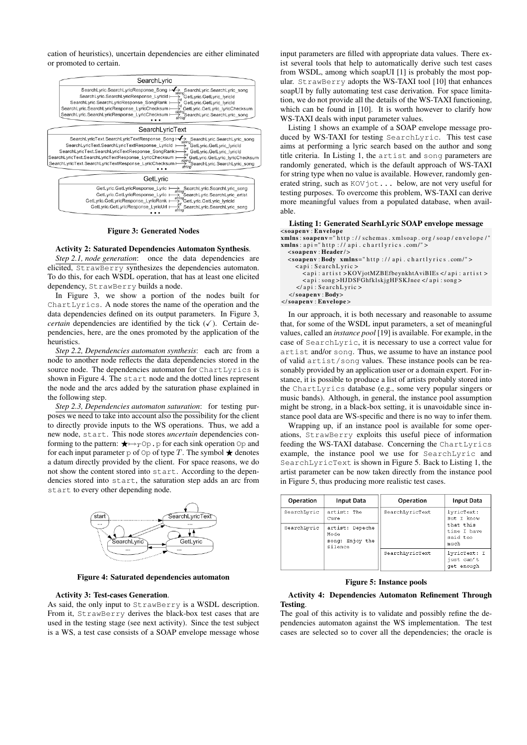cation of heuristics), uncertain dependencies are either eliminated or promoted to certain.

**Figure 3: Generated Nodes**

**Activity 2: Saturated Dependencies Automaton Synthesis**.

*Step 2.1, node generation*: once the data dependencies are elicited, StrawBerry synthesizes the dependencies automaton. To do this, for each WSDL operation, that has at least one elicited dependency, StrawBerry builds a node.

In Figure 3, we show a portion of the nodes built for ChartLyrics. A node stores the name of the operation and the data dependencies defined on its output parameters. In Figure 3, *certain* dependencies are identified by the tick (✓). Certain dependencies, here, are the ones promoted by the application of the heuristics.

*Step 2.2, Dependencies automaton synthesis*: each arc from a node to another node reflects the data dependencies stored in the source node. The dependencies automaton for ChartLyrics is shown in Figure 4. The start node and the dotted lines represent the node and the arcs added by the saturation phase explained in the following step.

*Step 2.3, Dependencies automaton saturation*: for testing purposes we need to take into account also the possibility for the client to directly provide inputs to the WS operations. Thus, we add a new node, start. This node stores *uncertain* dependencies conforming to the pattern: $\bigstar \mapsto_T$ Op.p for each sink operation Op and for each input parameter p of Op of type $T$. The symbol $\bigstar$ denotes a datum directly provided by the client. For space reasons, we do not show the content stored into start. According to the dependencies stored into start, the saturation step adds an arc from start to every other depending node.

**Figure 4: Saturated dependencies automaton**

**Activity 3: Test-cases Generation**.

As said, the only input to StrawBerry is a WSDL description. From it, StrawBerry derives the black-box test cases that are used in the testing stage (see next activity). Since the test subject is a WS, a test case consists of a SOAP envelope message whose input parameters are filled with appropriate data values. There exist several tools that help to automatically derive such test cases from WSDL, among which soapUI [1] is probably the most popular. StrawBerry adopts the WS-TAXI tool [10] that enhances soapUI by fully automating test case derivation. For space limitation, we do not provide all the details of the WS-TAXI functioning, which can be found in [10]. It is worth however to clarify how WS-TAXI deals with input parameter values.

Listing 1 shows an example of a SOAP envelope message produced by WS-TAXI for testing SearchLyric. This test case aims at performing a lyric search based on the author and song title criteria. In Listing 1, the artist and song parameters are randomly generated, which is the default approach of WS-TAXI for string type when no value is available. However, randomly generated string, such as KOVjot... below, are not very useful for testing purposes. To overcome this problem, WS-TAXI can derive more meaningful values from a populated database, when available.

**Listing 1: Generated SearhLyric SOAP envelope message**

```
<soapenv:Envelope
xmlns:soapenv="http://schemas.xmlsoap.org/soap/envelope/"
xmlns:api="http://api.chartlyrics.com/">
  <soapenv:Header/>
  <soapenv:Body xmlns="http://api.chartlyrics.com/">
    <api:SearchLyric>
      <api:artist>KOVjotMZBEfbeynkhtAviBIEs</api:artist>
      <api:song>HJDSFGhfklskjgHFSKJnee</api:song>
    </api:SearchLyric>
  </soapenv:Body>
</soapenv:Envelope>
```

In our approach, it is both necessary and reasonable to assume that, for some of the WSDL input parameters, a set of meaningful values, called an *instance pool* [19] is available. For example, in the case of SearchLyric, it is necessary to use a correct value for artist and/or song. Thus, we assume to have an instance pool of valid artist/song values. These instance pools can be reasonably provided by an application user or a domain expert. For instance, it is possible to produce a list of artists probably stored into the ChartLyrics database (e.g., some very popular singers or music bands). Although, in general, the instance pool assumption might be strong, in a black-box setting, it is unavoidable since instance pool data are WS-specific and there is no way to infer them.

Wrapping up, if an instance pool is available for some operations, StrawBerry exploits this useful piece of information feeding the WS-TAXI database. Concerning the ChartLyrics example, the instance pool we use for SearchLyric and SearchLyricText is shown in Figure 5. Back to Listing 1, the artist parameter can be now taken directly from the instance pool in Figure 5, thus producing more realistic test cases.

| Operation | Input Data | Operation | Input Data |
|---|---|---|---|
| SearchLyric | artist: The Cure | SearchLyricText | lyricText: But I know that this time I have said too much |
| SearchLyric | artist: Depeche Mode song: Enjoy the Silence | | |
| | | SearchLyricText | lyricText: I just can't get enough |

**Figure 5: Instance pools**

**Activity 4: Dependencies Automaton Refinement Through Testing**.

The goal of this activity is to validate and possibly refine the dependencies automaton against the WS implementation. The test cases are selected so to cover all the dependencies; the oracle is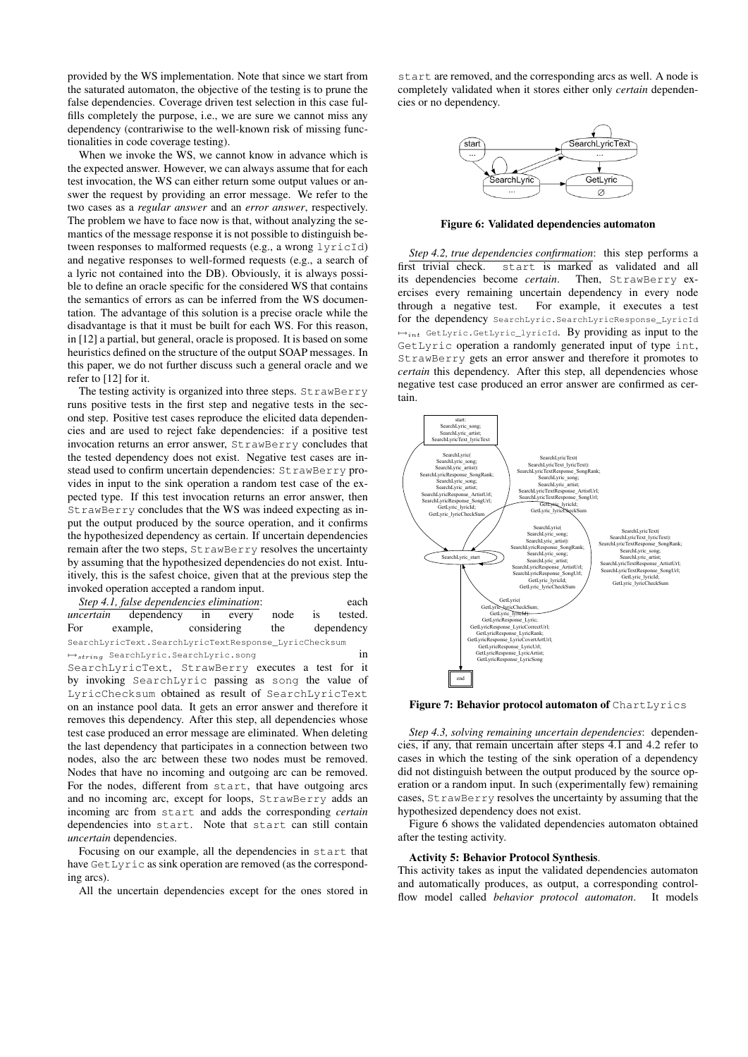provided by the WS implementation. Note that since we start from the saturated automaton, the objective of the testing is to prune the false dependencies. Coverage driven test selection in this case fulfills completely the purpose, i.e., we are sure we cannot miss any dependency (contrariwise to the well-known risk of missing functionalities in code coverage testing).

When we invoke the WS, we cannot know in advance which is the expected answer. However, we can always assume that for each test invocation, the WS can either return some output values or answer the request by providing an error message. We refer to the two cases as a *regular answer* and an *error answer*, respectively. The problem we have to face now is that, without analyzing the semantics of the message response it is not possible to distinguish between responses to malformed requests (e.g., a wrong `lyricId`) and negative responses to well-formed requests (e.g., a search of a lyric not contained into the DB). Obviously, it is always possible to define an oracle specific for the considered WS that contains the semantics of errors as can be inferred from the WS documentation. The advantage of this solution is a precise oracle while the disadvantage is that it must be built for each WS. For this reason, in [12] a partial, but general, oracle is proposed. It is based on some heuristics defined on the structure of the output SOAP messages. In this paper, we do not further discuss such a general oracle and we refer to [12] for it.

The testing activity is organized into three steps. `StrawBerry` runs positive tests in the first step and negative tests in the second step. Positive test cases reproduce the elicited data dependencies and are used to reject fake dependencies: if a positive test invocation returns an error answer, `StrawBerry` concludes that the tested dependency does not exist. Negative test cases are instead used to confirm uncertain dependencies: `StrawBerry` provides in input to the sink operation a random test case of the expected type. If this test invocation returns an error answer, then `StrawBerry` concludes that the WS was indeed expecting as input the output produced by the source operation, and it confirms the hypothesized dependency as certain. If uncertain dependencies remain after the two steps, `StrawBerry` resolves the uncertainty by assuming that the hypothesized dependencies do not exist. Intuitively, this is the safest choice, given that at the previous step the invoked operation accepted a random input.

*Step 4.1, false dependencies elimination*: each *uncertain* dependency in every node is tested. For example, considering the dependency `SearchLyricText.SearchLyricTextResponse_LyricChecksum` $\mapsto_{string}$ `SearchLyric.SearchLyric.song` in `SearchLyricText`, `StrawBerry` executes a test for it by invoking `SearchLyric` passing as `song` the value of `LyricChecksum` obtained as result of `SearchLyricText` on an instance pool data. It gets an error answer and therefore it removes this dependency. After this step, all dependencies whose test case produced an error message are eliminated. When deleting the last dependency that participates in a connection between two nodes, also the arc between these two nodes must be removed. Nodes that have no incoming and outgoing arc can be removed. For the nodes, different from `start`, that have outgoing arcs and no incoming arc, except for loops, `StrawBerry` adds an incoming arc from `start` and adds the corresponding *certain* dependencies into `start`. Note that `start` can still contain *uncertain* dependencies.

Focusing on our example, all the dependencies in `start` that have `GetLyric` as sink operation are removed (as the corresponding arcs).

All the uncertain dependencies except for the ones stored in `start` are removed, and the corresponding arcs as well. A node is completely validated when it stores either only *certain* dependencies or no dependency.

**Figure 6: Validated dependencies automaton**

*Step 4.2, true dependencies confirmation*: this step performs a first trivial check. `start` is marked as validated and all its dependencies become *certain*. Then, `StrawBerry` exercises every remaining uncertain dependency in every node through a negative test. For example, it executes a test for the dependency `SearchLyric.SearchLyricResponse_LyricId` $\mapsto_{int}$ `GetLyric.GetLyric_lyricId`. By providing as input to the `GetLyric` operation a randomly generated input of type `int`, `StrawBerry` gets an error answer and therefore it promotes to *certain* this dependency. After this step, all dependencies whose negative test case produced an error answer are confirmed as certain.

**Figure 7: Behavior protocol automaton of `ChartLyrics`**

*Step 4.3, solving remaining uncertain dependencies*: dependencies, if any, that remain uncertain after steps 4.1 and 4.2 refer to cases in which the testing of the sink operation of a dependency did not distinguish between the output produced by the source operation or a random input. In such (experimentally few) remaining cases, `StrawBerry` resolves the uncertainty by assuming that the hypothesized dependency does not exist.

Figure 6 shows the validated dependencies automaton obtained after the testing activity.

**Activity 5: Behavior Protocol Synthesis**.
This activity takes as input the validated dependencies automaton and automatically produces, as output, a corresponding control-flow model called *behavior protocol automaton*. It models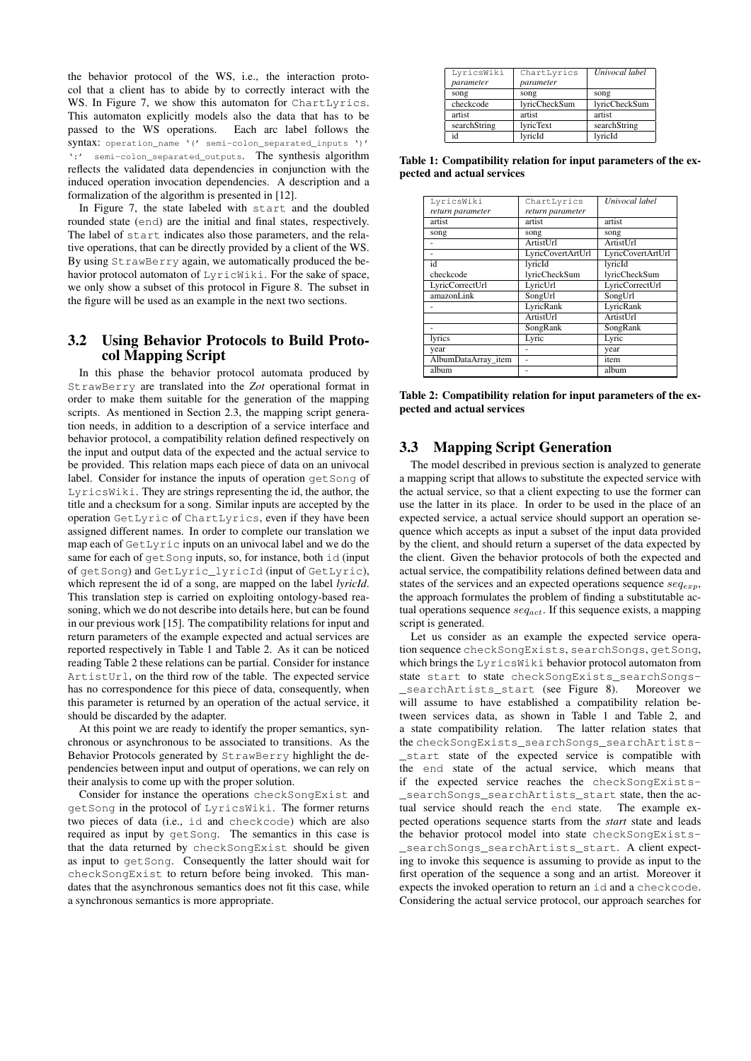the behavior protocol of the WS, i.e., the interaction protocol that a client has to abide by to correctly interact with the WS. In Figure 7, we show this automaton for `ChartLyrics`. This automaton explicitly models also the data that has to be passed to the WS operations. Each arc label follows the syntax: `operation_name '(' semi-colon_separated_inputs ')' ':' semi-colon_separated_outputs`. The synthesis algorithm reflects the validated data dependencies in conjunction with the induced operation invocation dependencies. A description and a formalization of the algorithm is presented in [12].

In Figure 7, the state labeled with `start` and the doubled rounded state (`end`) are the initial and final states, respectively. The label of `start` indicates also those parameters, and the relative operations, that can be directly provided by a client of the WS. By using `StrawBerry` again, we automatically produced the behavior protocol automaton of `LyricWiki`. For the sake of space, we only show a subset of this protocol in Figure 8. The subset in the figure will be used as an example in the next two sections.

### 3.2 Using Behavior Protocols to Build Protocol Mapping Script

In this phase the behavior protocol automata produced by `StrawBerry` are translated into the *Zot* operational format in order to make them suitable for the generation of the mapping scripts. As mentioned in Section 2.3, the mapping script generation needs, in addition to a description of a service interface and behavior protocol, a compatibility relation defined respectively on the input and output data of the expected and the actual service to be provided. This relation maps each piece of data on an univocal label. Consider for instance the inputs of operation `getSong` of `LyricsWiki`. They are strings representing the id, the author, the title and a checksum for a song. Similar inputs are accepted by the operation `GetLyric` of `ChartLyrics`, even if they have been assigned different names. In order to complete our translation we map each of `GetLyric` inputs on an univocal label and we do the same for each of `getSong` inputs, so, for instance, both `id` (input of `getSong`) and `GetLyric_lyricId` (input of `GetLyric`), which represent the id of a song, are mapped on the label *lyricId*. This translation step is carried on exploiting ontology-based reasoning, which we do not describe into details here, but can be found in our previous work [15]. The compatibility relations for input and return parameters of the example expected and actual services are reported respectively in Table 1 and Table 2. As it can be noticed reading Table 2 these relations can be partial. Consider for instance `ArtistUrl`, on the third row of the table. The expected service has no correspondence for this piece of data, consequently, when this parameter is returned by an operation of the actual service, it should be discarded by the adapter.

At this point we are ready to identify the proper semantics, synchronous or asynchronous to be associated to transitions. As the Behavior Protocols generated by `StrawBerry` highlight the dependencies between input and output of operations, we can rely on their analysis to come up with the proper solution.

Consider for instance the operations `checkSongExist` and `getSong` in the protocol of `LyricsWiki`. The former returns two pieces of data (i.e., `id` and `checkcode`) which are also required as input by `getSong`. The semantics in this case is that the data returned by `checkSongExist` should be given as input to `getSong`. Consequently the latter should wait for `checkSongExist` to return before being invoked. This mandates that the asynchronous semantics does not fit this case, while a synchronous semantics is more appropriate.

| `LyricsWiki` *parameter* | `ChartLyrics` *parameter* | *Univocal label* |
|---|---|---|
| song | song | song |
| checkcode | lyricCheckSum | lyricCheckSum |
| artist | artist | artist |
| searchString | lyricText | searchString |
| id | lyricId | lyricId |

**Table 1: Compatibility relation for input parameters of the expected and actual services**

| `LyricsWiki` *return parameter* | `ChartLyrics` *return parameter* | *Univocal label* |
|---|---|---|
| artist | artist | artist |
| song | song | song |
| - | ArtistUrl | ArtistUrl |
| - | LyricCovertArtUrl | LyricCovertArtUrl |
| id | lyricId | lyricId |
| checkcode | lyricCheckSum | lyricCheckSum |
| LyricCorrectUrl | LyricUrl | LyricCorrectUrl |
| amazonLink | SongUrl | SongUrl |
| - | LyricRank | LyricRank |
|  | ArtistUrl | ArtistUrl |
| - | SongRank | SongRank |
| lyrics | Lyric | Lyric |
| year | - | year |
| AlbumDataArray_item | - | item |
| album | - | album |

**Table 2: Compatibility relation for input parameters of the expected and actual services**

### 3.3 Mapping Script Generation

The model described in previous section is analyzed to generate a mapping script that allows to substitute the expected service with the actual service, so that a client expecting to use the former can use the latter in its place. In order to be used in the place of an expected service, a actual service should support an operation sequence which accepts as input a subset of the input data provided by the client, and should return a superset of the data expected by the client. Given the behavior protocols of both the expected and actual service, the compatibility relations defined between data and states of the services and an expected operations sequence $seq_{exp}$, the approach formulates the problem of finding a substitutable actual operations sequence $seq_{act}$. If this sequence exists, a mapping script is generated.

Let us consider as an example the expected service operation sequence `checkSongExists`, `searchSongs`, `getSong`, which brings the `LyricsWiki` behavior protocol automaton from state `start` to state `checkSongExists_searchSongs-_searchArtists_start` (see Figure 8). Moreover we will assume to have established a compatibility relation between services data, as shown in Table 1 and Table 2, and a state compatibility relation. The latter relation states that the `checkSongExists_searchSongs_searchArtists-_start` state of the expected service is compatible with the `end` state of the actual service, which means that if the expected service reaches the `checkSongExists-_searchSongs_searchArtists_start` state, then the actual service should reach the `end` state. The example expected operations sequence starts from the *start* state and leads the behavior protocol model into state `checkSongExists-_searchSongs_searchArtists_start`. A client expecting to invoke this sequence is assuming to provide as input to the first operation of the sequence a song and an artist. Moreover it expects the invoked operation to return an `id` and a `checkcode`. Considering the actual service protocol, our approach searches for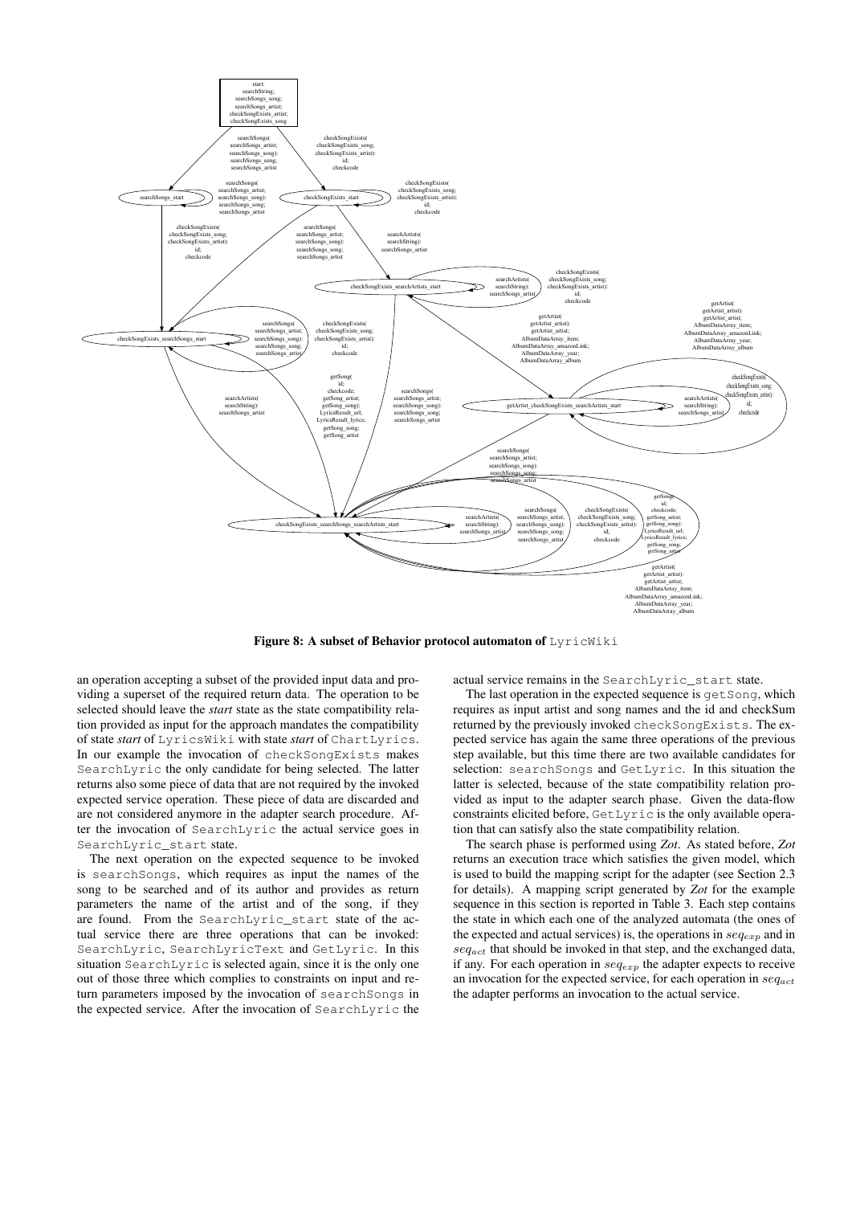**Figure 8: A subset of Behavior protocol automaton of** LyricWiki

an operation accepting a subset of the provided input data and providing a superset of the required return data. The operation to be selected should leave the *start* state as the state compatibility relation provided as input for the approach mandates the compatibility of state *start* of LyricsWiki with state *start* of ChartLyrics. In our example the invocation of checkSongExists makes SearchLyric the only candidate for being selected. The latter returns also some piece of data that are not required by the invoked expected service operation. These piece of data are discarded and are not considered anymore in the adapter search procedure. After the invocation of SearchLyric the actual service goes in SearchLyric_start state.

The next operation on the expected sequence to be invoked is searchSongs, which requires as input the names of the song to be searched and of its author and provides as return parameters the name of the artist and of the song, if they are found. From the SearchLyric_start state of the actual service there are three operations that can be invoked: SearchLyric, SearchLyricText and GetLyric. In this situation SearchLyric is selected again, since it is the only one out of those three which complies to constraints on input and return parameters imposed by the invocation of searchSongs in the expected service. After the invocation of SearchLyric the actual service remains in the SearchLyric_start state.

The last operation in the expected sequence is getSong, which requires as input artist and song names and the id and checkSum returned by the previously invoked checkSongExists. The expected service has again the same three operations of the previous step available, but this time there are two available candidates for selection: searchSongs and GetLyric. In this situation the latter is selected, because of the state compatibility relation provided as input to the adapter search phase. Given the data-flow constraints elicited before, GetLyric is the only available operation that can satisfy also the state compatibility relation.

The search phase is performed using *Zot*. As stated before, *Zot* returns an execution trace which satisfies the given model, which is used to build the mapping script for the adapter (see Section 2.3 for details). A mapping script generated by *Zot* for the example sequence in this section is reported in Table 3. Each step contains the state in which each one of the analyzed automata (the ones of the expected and actual services) is, the operations in $seq_{exp}$ and in $seq_{act}$ that should be invoked in that step, and the exchanged data, if any. For each operation in $seq_{exp}$ the adapter expects to receive an invocation for the expected service, for each operation in $seq_{act}$ the adapter performs an invocation to the actual service.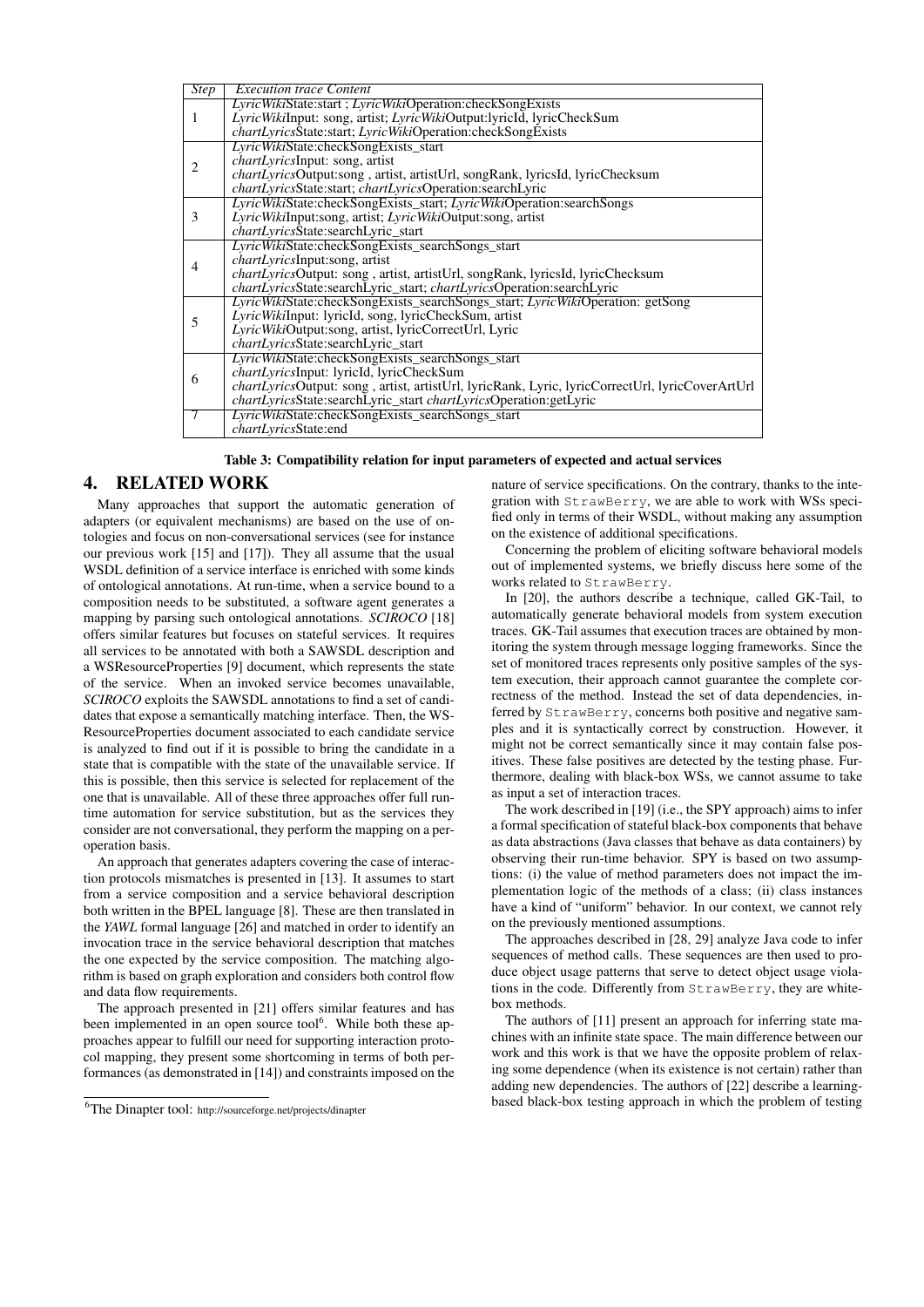| Step | Execution trace Content |
|---|---|
| 1 | *LyricWiki*State:start ; *LyricWiki*Operation:checkSongExists<br>*LyricWiki*Input: song, artist; *LyricWiki*Output:lyricId, lyricCheckSum<br>*chartLyrics*State:start; *LyricWiki*Operation:checkSongExists |
| 2 | *LyricWiki*State:checkSongExists_start<br>*chartLyrics*Input: song, artist<br>*chartLyrics*Output:song , artist, artistUrl, songRank, lyricsId, lyricChecksum<br>*chartLyrics*State:start; *chartLyrics*Operation:searchLyric |
| 3 | *LyricWiki*State:checkSongExists_start; *LyricWiki*Operation:searchSongs<br>*LyricWiki*Input:song, artist; *LyricWiki*Output:song, artist<br>*chartLyrics*State:searchLyric_start |
| 4 | *LyricWiki*State:checkSongExists_searchSongs_start<br>*chartLyrics*Input:song, artist<br>*chartLyrics*Output: song , artist, artistUrl, songRank, lyricsId, lyricChecksum<br>*chartLyrics*State:searchLyric_start; *chartLyrics*Operation:searchLyric |
| 5 | *LyricWiki*State:checkSongExists_searchSongs_start; *LyricWiki*Operation: getSong<br>*LyricWiki*Input: lyricId, song, lyricCheckSum, artist<br>*LyricWiki*Output:song, artist, lyricCorrectUrl, Lyric<br>*chartLyrics*State:searchLyric_start |
| 6 | *LyricWiki*State:checkSongExists_searchSongs_start<br>*chartLyrics*Input: lyricId, lyricCheckSum<br>*chartLyrics*Output: song , artist, artistUrl, lyricRank, Lyric, lyricCorrectUrl, lyricCoverArtUrl<br>*chartLyrics*State:searchLyric_start *chartLyrics*Operation:getLyric |
| 7 | *LyricWiki*State:checkSongExists_searchSongs_start<br>*chartLyrics*State:end |

**Table 3: Compatibility relation for input parameters of expected and actual services**

## 4. RELATED WORK

Many approaches that support the automatic generation of adapters (or equivalent mechanisms) are based on the use of ontologies and focus on non-conversational services (see for instance our previous work [15] and [17]). They all assume that the usual WSDL definition of a service interface is enriched with some kinds of ontological annotations. At run-time, when a service bound to a composition needs to be substituted, a software agent generates a mapping by parsing such ontological annotations. *SCIROCO* [18] offers similar features but focuses on stateful services. It requires all services to be annotated with both a SAWSDL description and a WSResourceProperties [9] document, which represents the state of the service. When an invoked service becomes unavailable, *SCIROCO* exploits the SAWSDL annotations to find a set of candidates that expose a semantically matching interface. Then, the WS-ResourceProperties document associated to each candidate service is analyzed to find out if it is possible to bring the candidate in a state that is compatible with the state of the unavailable service. If this is possible, then this service is selected for replacement of the one that is unavailable. All of these three approaches offer full runtime automation for service substitution, but as the services they consider are not conversational, they perform the mapping on a per-operation basis.

An approach that generates adapters covering the case of interaction protocols mismatches is presented in [13]. It assumes to start from a service composition and a service behavioral description both written in the BPEL language [8]. These are then translated in the *YAWL* formal language [26] and matched in order to identify an invocation trace in the service behavioral description that matches the one expected by the service composition. The matching algorithm is based on graph exploration and considers both control flow and data flow requirements.

The approach presented in [21] offers similar features and has been implemented in an open source tool[6]. While both these approaches appear to fulfill our need for supporting interaction protocol mapping, they present some shortcoming in terms of both performances (as demonstrated in [14]) and constraints imposed on the nature of service specifications. On the contrary, thanks to the integration with StrawBerry, we are able to work with WSs specified only in terms of their WSDL, without making any assumption on the existence of additional specifications.

Concerning the problem of eliciting software behavioral models out of implemented systems, we briefly discuss here some of the works related to StrawBerry.

In [20], the authors describe a technique, called GK-Tail, to automatically generate behavioral models from system execution traces. GK-Tail assumes that execution traces are obtained by monitoring the system through message logging frameworks. Since the set of monitored traces represents only positive samples of the system execution, their approach cannot guarantee the complete correctness of the method. Instead the set of data dependencies, inferred by StrawBerry, concerns both positive and negative samples and it is syntactically correct by construction. However, it might not be correct semantically since it may contain false positives. These false positives are detected by the testing phase. Furthermore, dealing with black-box WSs, we cannot assume to take as input a set of interaction traces.

The work described in [19] (i.e., the SPY approach) aims to infer a formal specification of stateful black-box components that behave as data abstractions (Java classes that behave as data containers) by observing their run-time behavior. SPY is based on two assumptions: (i) the value of method parameters does not impact the implementation logic of the methods of a class; (ii) class instances have a kind of "uniform" behavior. In our context, we cannot rely on the previously mentioned assumptions.

The approaches described in [28, 29] analyze Java code to infer sequences of method calls. These sequences are then used to produce object usage patterns that serve to detect object usage violations in the code. Differently from StrawBerry, they are white-box methods.

The authors of [11] present an approach for inferring state machines with an infinite state space. The main difference between our work and this work is that we have the opposite problem of relaxing some dependence (when its existence is not certain) rather than adding new dependencies. The authors of [22] describe a learning-based black-box testing approach in which the problem of testing

[6]The Dinapter tool: http://sourceforge.net/projects/dinapter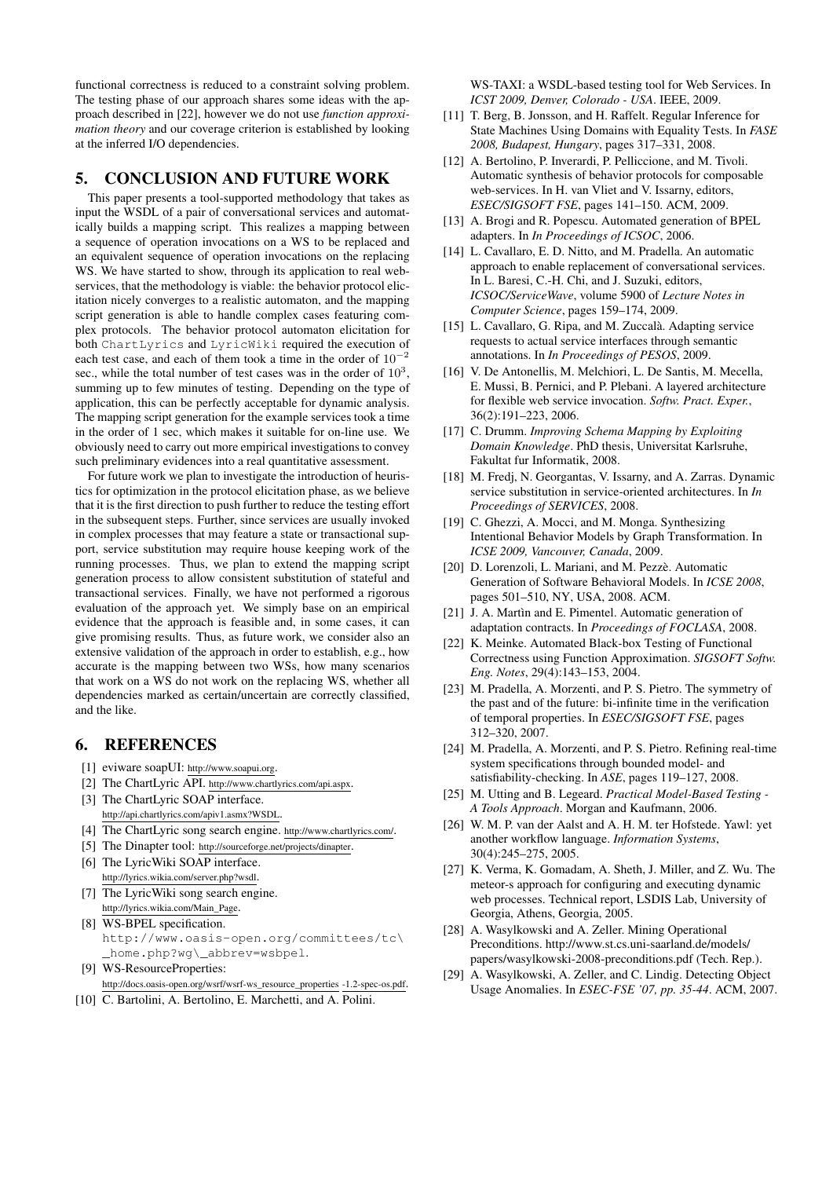functional correctness is reduced to a constraint solving problem. The testing phase of our approach shares some ideas with the approach described in [22], however we do not use *function approximation theory* and our coverage criterion is established by looking at the inferred I/O dependencies.

## 5. CONCLUSION AND FUTURE WORK

This paper presents a tool-supported methodology that takes as input the WSDL of a pair of conversational services and automatically builds a mapping script. This realizes a mapping between a sequence of operation invocations on a WS to be replaced and an equivalent sequence of operation invocations on the replacing WS. We have started to show, through its application to real webservices, that the methodology is viable: the behavior protocol elicitation nicely converges to a realistic automaton, and the mapping script generation is able to handle complex cases featuring complex protocols. The behavior protocol automaton elicitation for both ChartLyrics and LyricWiki required the execution of each test case, and each of them took a time in the order of $10^{-2}$ sec., while the total number of test cases was in the order of $10^3$, summing up to few minutes of testing. Depending on the type of application, this can be perfectly acceptable for dynamic analysis. The mapping script generation for the example services took a time in the order of 1 sec, which makes it suitable for on-line use. We obviously need to carry out more empirical investigations to convey such preliminary evidences into a real quantitative assessment.

For future work we plan to investigate the introduction of heuristics for optimization in the protocol elicitation phase, as we believe that it is the first direction to push further to reduce the testing effort in the subsequent steps. Further, since services are usually invoked in complex processes that may feature a state or transactional support, service substitution may require house keeping work of the running processes. Thus, we plan to extend the mapping script generation process to allow consistent substitution of stateful and transactional services. Finally, we have not performed a rigorous evaluation of the approach yet. We simply base on an empirical evidence that the approach is feasible and, in some cases, it can give promising results. Thus, as future work, we consider also an extensive validation of the approach in order to establish, e.g., how accurate is the mapping between two WSs, how many scenarios that work on a WS do not work on the replacing WS, whether all dependencies marked as certain/uncertain are correctly classified, and the like.

## 6. REFERENCES

[1] eviware soapUI: http://www.soapui.org.

[2] The ChartLyric API. http://www.chartlyrics.com/api.aspx.

[3] The ChartLyric SOAP interface. http://api.chartlyrics.com/apiv1.asmx?WSDL.

[4] The ChartLyric song search engine. http://www.chartlyrics.com/.

[5] The Dinapter tool: http://sourceforge.net/projects/dinapter.

[6] The LyricWiki SOAP interface. http://lyrics.wikia.com/server.php?wsdl.

[7] The LyricWiki song search engine. http://lyrics.wikia.com/Main_Page.

[8] WS-BPEL specification. http://www.oasis-open.org/committees/tc\_home.php?wg\_abbrev=wsbpel.

[9] WS-ResourceProperties: http://docs.oasis-open.org/wsrf/wsrf-ws_resource_properties -1.2-spec-os.pdf.

[10] C. Bartolini, A. Bertolino, E. Marchetti, and A. Polini. WS-TAXI: a WSDL-based testing tool for Web Services. In *ICST 2009, Denver, Colorado - USA*. IEEE, 2009.

[11] T. Berg, B. Jonsson, and H. Raffelt. Regular Inference for State Machines Using Domains with Equality Tests. In *FASE 2008, Budapest, Hungary*, pages 317–331, 2008.

[12] A. Bertolino, P. Inverardi, P. Pelliccione, and M. Tivoli. Automatic synthesis of behavior protocols for composable web-services. In H. van Vliet and V. Issarny, editors, *ESEC/SIGSOFT FSE*, pages 141–150. ACM, 2009.

[13] A. Brogi and R. Popescu. Automated generation of BPEL adapters. In *In Proceedings of ICSOC*, 2006.

[14] L. Cavallaro, E. D. Nitto, and M. Pradella. An automatic approach to enable replacement of conversational services. In L. Baresi, C.-H. Chi, and J. Suzuki, editors, *ICSOC/ServiceWave*, volume 5900 of *Lecture Notes in Computer Science*, pages 159–174, 2009.

[15] L. Cavallaro, G. Ripa, and M. Zuccalà. Adapting service requests to actual service interfaces through semantic annotations. In *In Proceedings of PESOS*, 2009.

[16] V. De Antonellis, M. Melchiori, L. De Santis, M. Mecella, E. Mussi, B. Pernici, and P. Plebani. A layered architecture for flexible web service invocation. *Softw. Pract. Exper.*, 36(2):191–223, 2006.

[17] C. Drumm. *Improving Schema Mapping by Exploiting Domain Knowledge*. PhD thesis, Universitat Karlsruhe, Fakultat fur Informatik, 2008.

[18] M. Fredj, N. Georgantas, V. Issarny, and A. Zarras. Dynamic service substitution in service-oriented architectures. In *In Proceedings of SERVICES*, 2008.

[19] C. Ghezzi, A. Mocci, and M. Monga. Synthesizing Intentional Behavior Models by Graph Transformation. In *ICSE 2009, Vancouver, Canada*, 2009.

[20] D. Lorenzoli, L. Mariani, and M. Pezzè. Automatic Generation of Software Behavioral Models. In *ICSE 2008*, pages 501–510, NY, USA, 2008. ACM.

[21] J. A. Martìn and E. Pimentel. Automatic generation of adaptation contracts. In *Proceedings of FOCLASA*, 2008.

[22] K. Meinke. Automated Black-box Testing of Functional Correctness using Function Approximation. *SIGSOFT Softw. Eng. Notes*, 29(4):143–153, 2004.

[23] M. Pradella, A. Morzenti, and P. S. Pietro. The symmetry of the past and of the future: bi-infinite time in the verification of temporal properties. In *ESEC/SIGSOFT FSE*, pages 312–320, 2007.

[24] M. Pradella, A. Morzenti, and P. S. Pietro. Refining real-time system specifications through bounded model- and satisfiability-checking. In *ASE*, pages 119–127, 2008.

[25] M. Utting and B. Legeard. *Practical Model-Based Testing - A Tools Approach*. Morgan and Kaufmann, 2006.

[26] W. M. P. van der Aalst and A. H. M. ter Hofstede. Yawl: yet another workflow language. *Information Systems*, 30(4):245–275, 2005.

[27] K. Verma, K. Gomadam, A. Sheth, J. Miller, and Z. Wu. The meteor-s approach for configuring and executing dynamic web processes. Technical report, LSDIS Lab, University of Georgia, Athens, Georgia, 2005.

[28] A. Wasylkowski and A. Zeller. Mining Operational Preconditions. http://www.st.cs.uni-saarland.de/models/papers/wasylkowski-2008-preconditions.pdf (Tech. Rep.).

[29] A. Wasylkowski, A. Zeller, and C. Lindig. Detecting Object Usage Anomalies. In *ESEC-FSE '07, pp. 35-44*. ACM, 2007.